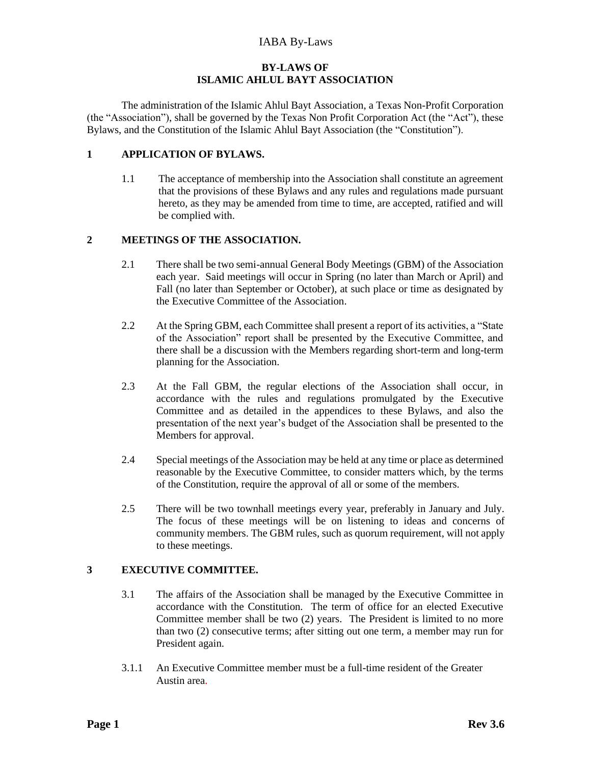# BY-LAWS OF ISLAMIC AHLUL BAYT ASSOCIATION

The administration of the Islamic Ahlul Bayt Association, a Texas Non-Profit Corporation (the "Association"), shall be governed by the Texas Non Profit Corporation Act (the "Act"), these Bylaws, and the Constitution of the Islamic Ahlul Bayt Association (the "Constitution").

## 1 APPLICATION OF BYLAWS.

1.1 The acceptance of membership into the Association shall constitute an agreement that the provisions of these Bylaws and any rules and regulations made pursuant hereto, as they may be amended from time to time, are accepted, ratified and will be complied with.

## 2 MEETINGS OF THE ASSOCIATION.

2.1 There shall be two semi-annual General Body Meetings (GBM) of the Association each year. Said meetings will occur in Spring (no later than March or April) and Fall (no later than September or October), at such place or time as designated by the Executive Committee of the Association.

2.2 At the Spring GBM, each Committee shall present a report of its activities, a "State of the Association" report shall be presented by the Executive Committee, and there shall be a discussion with the Members regarding short-term and long-term planning for the Association.

2.3 At the Fall GBM, the regular elections of the Association shall occur, in accordance with the rules and regulations promulgated by the Executive Committee and as detailed in the appendices to these Bylaws, and also the presentation of the next year's budget of the Association shall be presented to the Members for approval.

2.4 Special meetings of the Association may be held at any time or place as determined reasonable by the Executive Committee, to consider matters which, by the terms of the Constitution, require the approval of all or some of the members.

2.5 There will be two townhall meetings every year, preferably in January and July. The focus of these meetings will be on listening to ideas and concerns of community members. The GBM rules, such as quorum requirement, will not apply to these meetings.

## 3 EXECUTIVE COMMITTEE.

3.1 The affairs of the Association shall be managed by the Executive Committee in accordance with the Constitution. The term of office for an elected Executive Committee member shall be two (2) years. The President is limited to no more than two (2) consecutive terms; after sitting out one term, a member may run for President again.

3.1.1 An Executive Committee member must be a full-time resident of the Greater Austin area.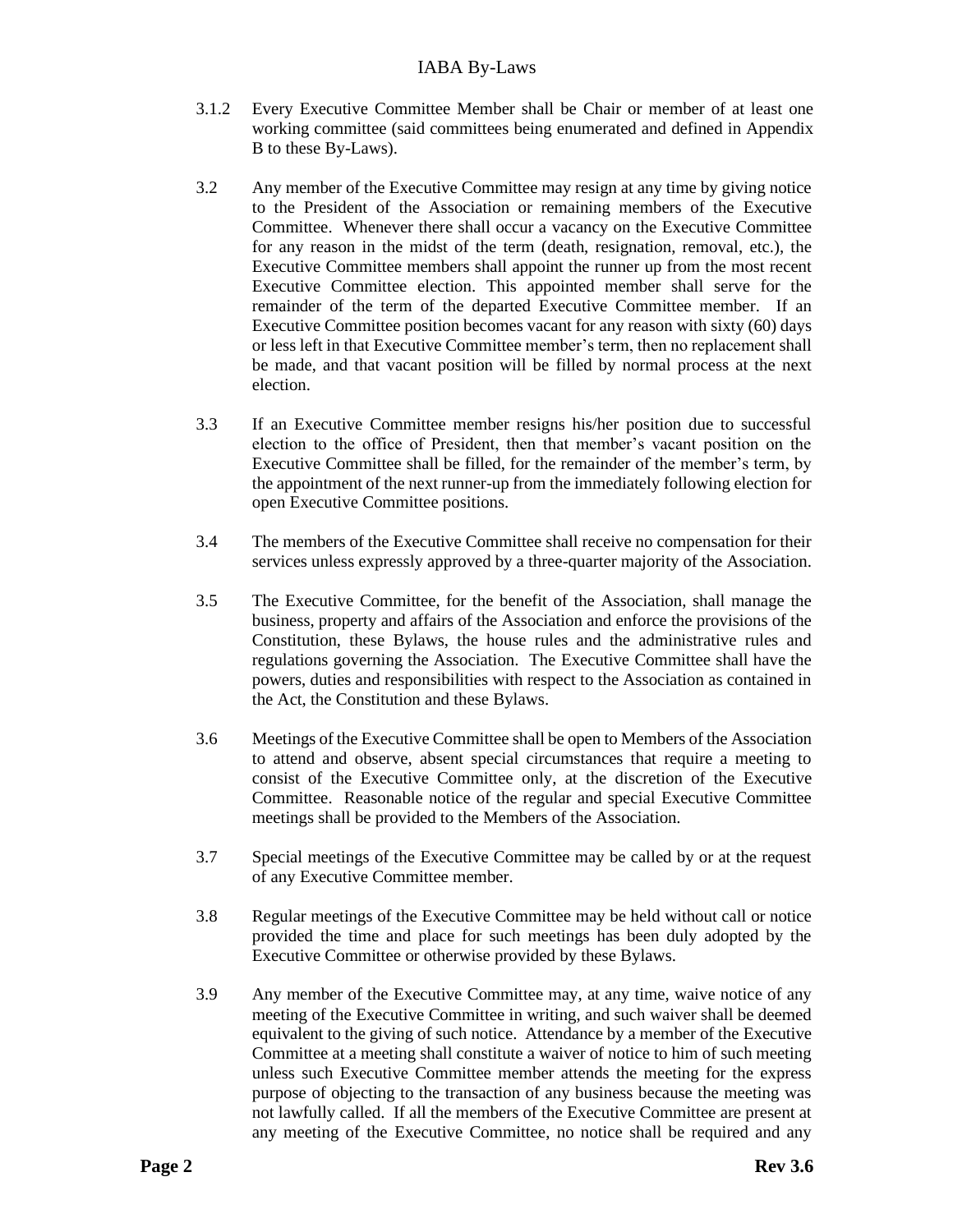3.1.2 Every Executive Committee Member shall be Chair or member of at least one working committee (said committees being enumerated and defined in Appendix B to these By-Laws).

3.2 Any member of the Executive Committee may resign at any time by giving notice to the President of the Association or remaining members of the Executive Committee. Whenever there shall occur a vacancy on the Executive Committee for any reason in the midst of the term (death, resignation, removal, etc.), the Executive Committee members shall appoint the runner up from the most recent Executive Committee election. This appointed member shall serve for the remainder of the term of the departed Executive Committee member. If an Executive Committee position becomes vacant for any reason with sixty (60) days or less left in that Executive Committee member's term, then no replacement shall be made, and that vacant position will be filled by normal process at the next election.

3.3 If an Executive Committee member resigns his/her position due to successful election to the office of President, then that member's vacant position on the Executive Committee shall be filled, for the remainder of the member's term, by the appointment of the next runner-up from the immediately following election for open Executive Committee positions.

3.4 The members of the Executive Committee shall receive no compensation for their services unless expressly approved by a three-quarter majority of the Association.

3.5 The Executive Committee, for the benefit of the Association, shall manage the business, property and affairs of the Association and enforce the provisions of the Constitution, these Bylaws, the house rules and the administrative rules and regulations governing the Association. The Executive Committee shall have the powers, duties and responsibilities with respect to the Association as contained in the Act, the Constitution and these Bylaws.

3.6 Meetings of the Executive Committee shall be open to Members of the Association to attend and observe, absent special circumstances that require a meeting to consist of the Executive Committee only, at the discretion of the Executive Committee. Reasonable notice of the regular and special Executive Committee meetings shall be provided to the Members of the Association.

3.7 Special meetings of the Executive Committee may be called by or at the request of any Executive Committee member.

3.8 Regular meetings of the Executive Committee may be held without call or notice provided the time and place for such meetings has been duly adopted by the Executive Committee or otherwise provided by these Bylaws.

3.9 Any member of the Executive Committee may, at any time, waive notice of any meeting of the Executive Committee in writing, and such waiver shall be deemed equivalent to the giving of such notice. Attendance by a member of the Executive Committee at a meeting shall constitute a waiver of notice to him of such meeting unless such Executive Committee member attends the meeting for the express purpose of objecting to the transaction of any business because the meeting was not lawfully called. If all the members of the Executive Committee are present at any meeting of the Executive Committee, no notice shall be required and any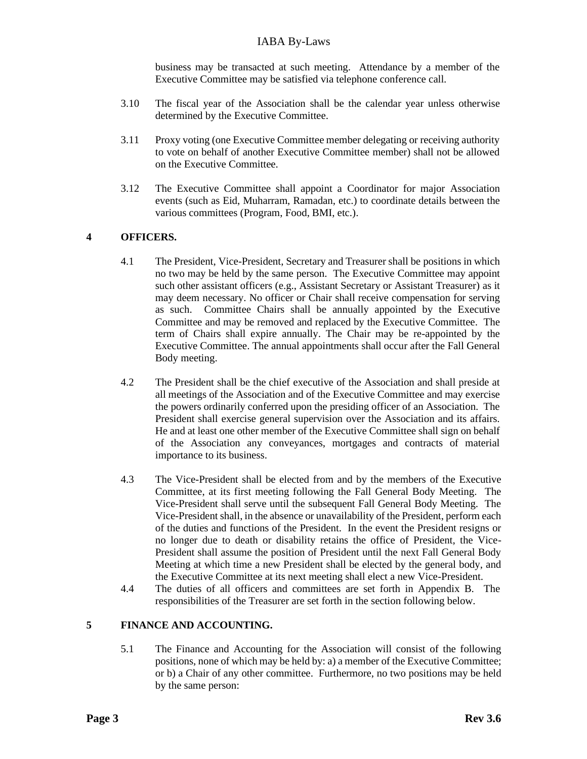business may be transacted at such meeting. Attendance by a member of the Executive Committee may be satisfied via telephone conference call.

3.10 The fiscal year of the Association shall be the calendar year unless otherwise determined by the Executive Committee.

3.11 Proxy voting (one Executive Committee member delegating or receiving authority to vote on behalf of another Executive Committee member) shall not be allowed on the Executive Committee.

3.12 The Executive Committee shall appoint a Coordinator for major Association events (such as Eid, Muharram, Ramadan, etc.) to coordinate details between the various committees (Program, Food, BMI, etc.).

## 4 OFFICERS.

4.1 The President, Vice-President, Secretary and Treasurer shall be positions in which no two may be held by the same person. The Executive Committee may appoint such other assistant officers (e.g., Assistant Secretary or Assistant Treasurer) as it may deem necessary. No officer or Chair shall receive compensation for serving as such. Committee Chairs shall be annually appointed by the Executive Committee and may be removed and replaced by the Executive Committee. The term of Chairs shall expire annually. The Chair may be re-appointed by the Executive Committee. The annual appointments shall occur after the Fall General Body meeting.

4.2 The President shall be the chief executive of the Association and shall preside at all meetings of the Association and of the Executive Committee and may exercise the powers ordinarily conferred upon the presiding officer of an Association. The President shall exercise general supervision over the Association and its affairs. He and at least one other member of the Executive Committee shall sign on behalf of the Association any conveyances, mortgages and contracts of material importance to its business.

4.3 The Vice-President shall be elected from and by the members of the Executive Committee, at its first meeting following the Fall General Body Meeting. The Vice-President shall serve until the subsequent Fall General Body Meeting. The Vice-President shall, in the absence or unavailability of the President, perform each of the duties and functions of the President. In the event the President resigns or no longer due to death or disability retains the office of President, the Vice-President shall assume the position of President until the next Fall General Body Meeting at which time a new President shall be elected by the general body, and the Executive Committee at its next meeting shall elect a new Vice-President.

4.4 The duties of all officers and committees are set forth in Appendix B. The responsibilities of the Treasurer are set forth in the section following below.

## 5 FINANCE AND ACCOUNTING.

5.1 The Finance and Accounting for the Association will consist of the following positions, none of which may be held by: a) a member of the Executive Committee; or b) a Chair of any other committee. Furthermore, no two positions may be held by the same person: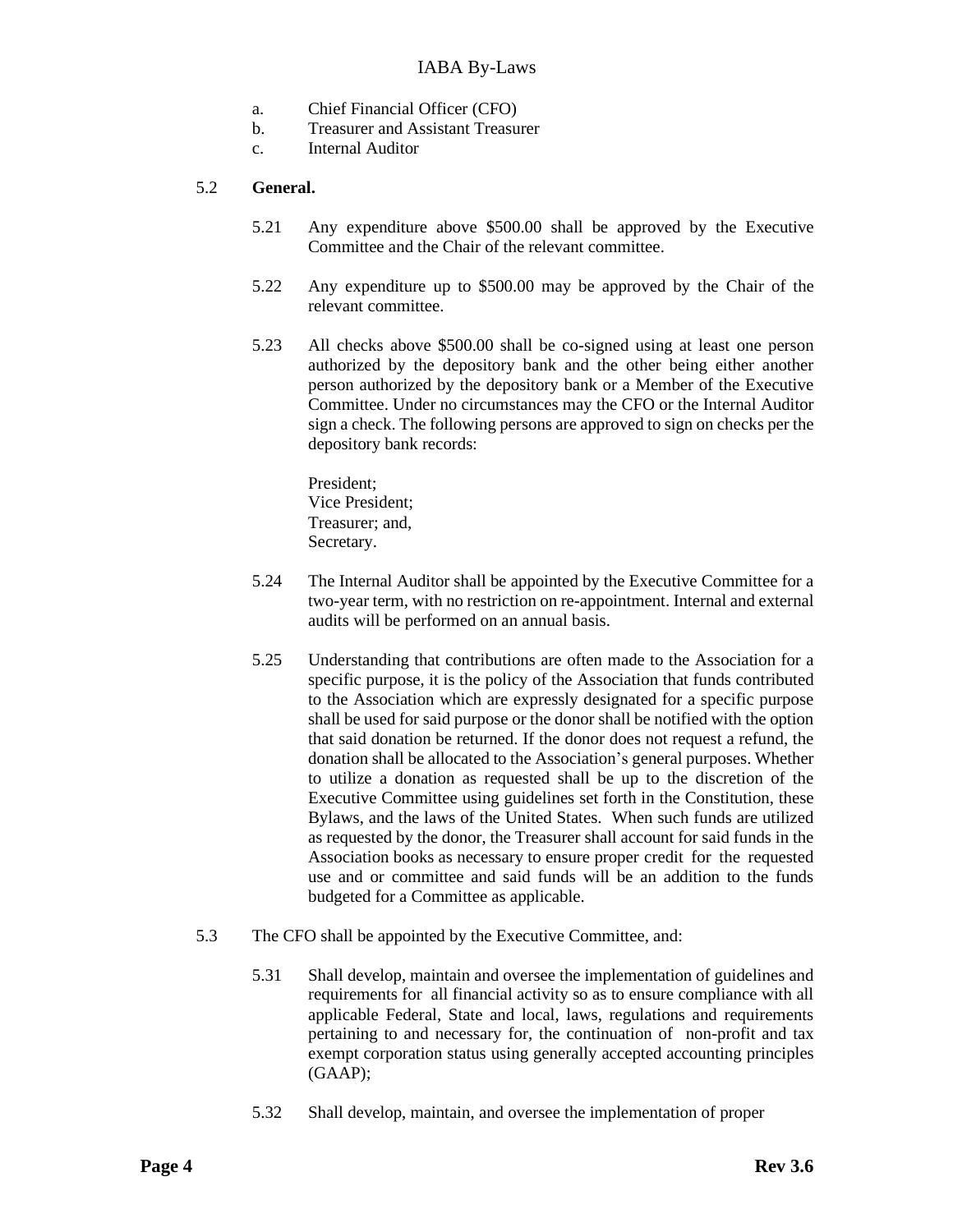a. Chief Financial Officer (CFO)
b. Treasurer and Assistant Treasurer
c. Internal Auditor

5.2 **General.**

5.21 Any expenditure above $500.00 shall be approved by the Executive Committee and the Chair of the relevant committee.

5.22 Any expenditure up to $500.00 may be approved by the Chair of the relevant committee.

5.23 All checks above $500.00 shall be co-signed using at least one person authorized by the depository bank and the other being either another person authorized by the depository bank or a Member of the Executive Committee. Under no circumstances may the CFO or the Internal Auditor sign a check. The following persons are approved to sign on checks per the depository bank records:

President;
Vice President;
Treasurer; and,
Secretary.

5.24 The Internal Auditor shall be appointed by the Executive Committee for a two-year term, with no restriction on re-appointment. Internal and external audits will be performed on an annual basis.

5.25 Understanding that contributions are often made to the Association for a specific purpose, it is the policy of the Association that funds contributed to the Association which are expressly designated for a specific purpose shall be used for said purpose or the donor shall be notified with the option that said donation be returned. If the donor does not request a refund, the donation shall be allocated to the Association's general purposes. Whether to utilize a donation as requested shall be up to the discretion of the Executive Committee using guidelines set forth in the Constitution, these Bylaws, and the laws of the United States. When such funds are utilized as requested by the donor, the Treasurer shall account for said funds in the Association books as necessary to ensure proper credit for the requested use and or committee and said funds will be an addition to the funds budgeted for a Committee as applicable.

5.3 The CFO shall be appointed by the Executive Committee, and:

5.31 Shall develop, maintain and oversee the implementation of guidelines and requirements for all financial activity so as to ensure compliance with all applicable Federal, State and local, laws, regulations and requirements pertaining to and necessary for, the continuation of non-profit and tax exempt corporation status using generally accepted accounting principles (GAAP);

5.32 Shall develop, maintain, and oversee the implementation of proper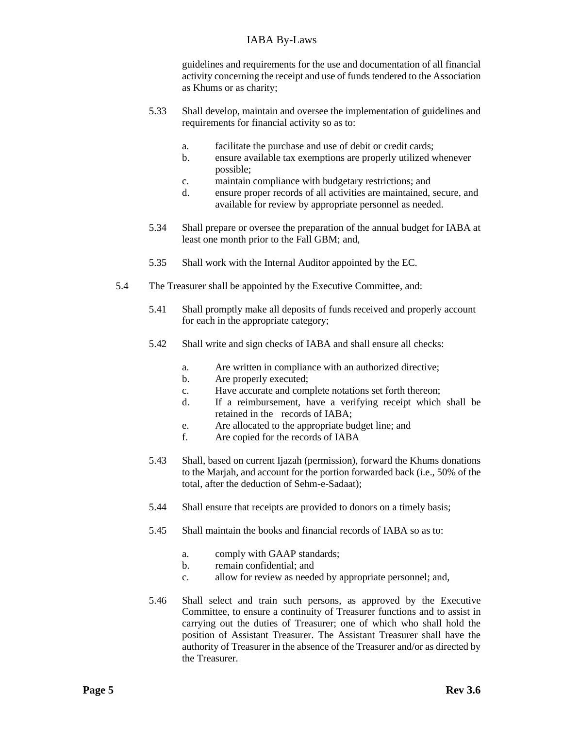guidelines and requirements for the use and documentation of all financial activity concerning the receipt and use of funds tendered to the Association as Khums or as charity;

5.33 Shall develop, maintain and oversee the implementation of guidelines and requirements for financial activity so as to:

a. facilitate the purchase and use of debit or credit cards;
b. ensure available tax exemptions are properly utilized whenever possible;
c. maintain compliance with budgetary restrictions; and
d. ensure proper records of all activities are maintained, secure, and available for review by appropriate personnel as needed.

5.34 Shall prepare or oversee the preparation of the annual budget for IABA at least one month prior to the Fall GBM; and,

5.35 Shall work with the Internal Auditor appointed by the EC.

5.4 The Treasurer shall be appointed by the Executive Committee, and:

5.41 Shall promptly make all deposits of funds received and properly account for each in the appropriate category;

5.42 Shall write and sign checks of IABA and shall ensure all checks:

a. Are written in compliance with an authorized directive;
b. Are properly executed;
c. Have accurate and complete notations set forth thereon;
d. If a reimbursement, have a verifying receipt which shall be retained in the records of IABA;
e. Are allocated to the appropriate budget line; and
f. Are copied for the records of IABA

5.43 Shall, based on current Ijazah (permission), forward the Khums donations to the Marjah, and account for the portion forwarded back (i.e., 50% of the total, after the deduction of Sehm-e-Sadaat);

5.44 Shall ensure that receipts are provided to donors on a timely basis;

5.45 Shall maintain the books and financial records of IABA so as to:

a. comply with GAAP standards;
b. remain confidential; and
c. allow for review as needed by appropriate personnel; and,

5.46 Shall select and train such persons, as approved by the Executive Committee, to ensure a continuity of Treasurer functions and to assist in carrying out the duties of Treasurer; one of which who shall hold the position of Assistant Treasurer. The Assistant Treasurer shall have the authority of Treasurer in the absence of the Treasurer and/or as directed by the Treasurer.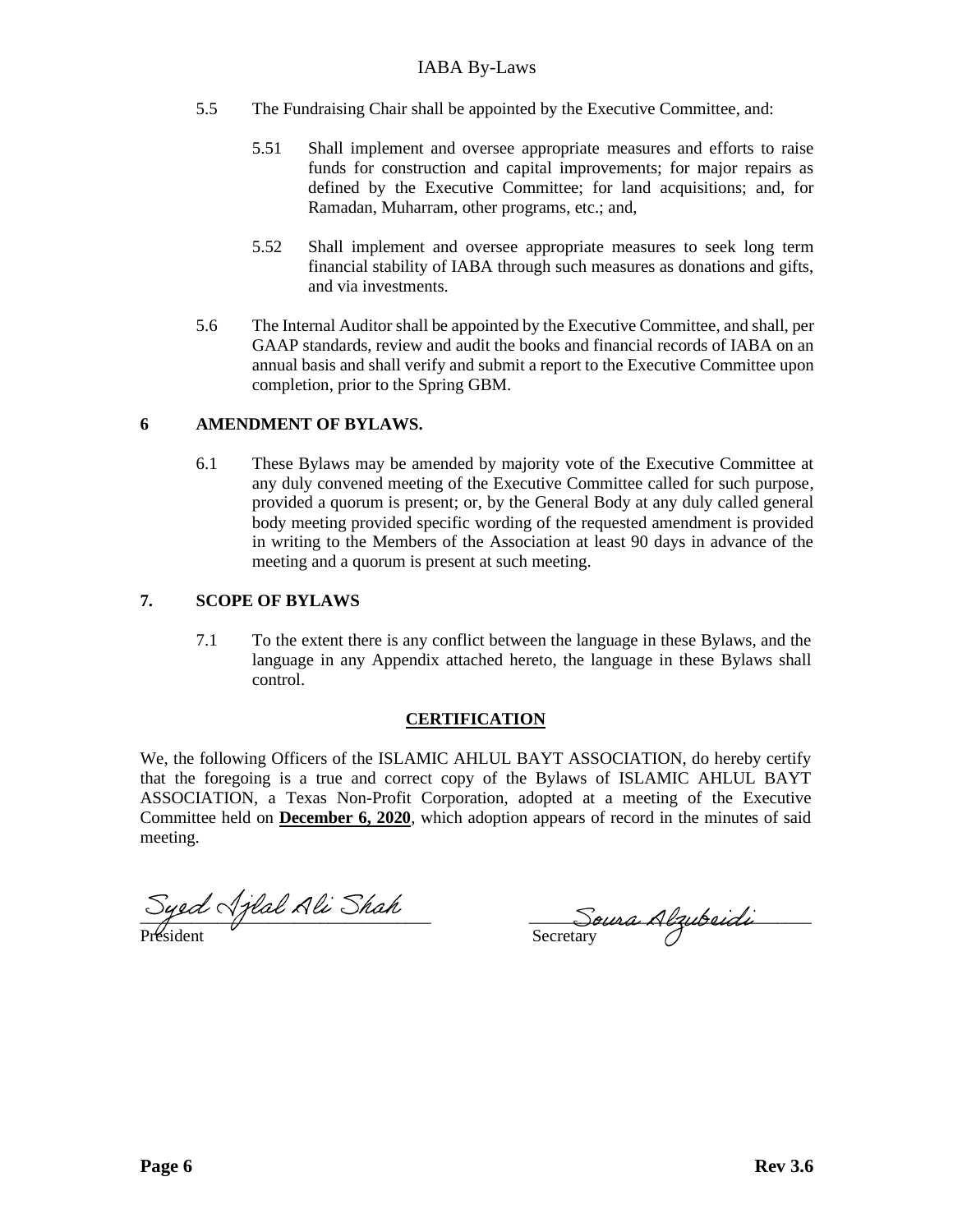5.5 The Fundraising Chair shall be appointed by the Executive Committee, and:

5.51 Shall implement and oversee appropriate measures and efforts to raise funds for construction and capital improvements; for major repairs as defined by the Executive Committee; for land acquisitions; and, for Ramadan, Muharram, other programs, etc.; and,

5.52 Shall implement and oversee appropriate measures to seek long term financial stability of IABA through such measures as donations and gifts, and via investments.

5.6 The Internal Auditor shall be appointed by the Executive Committee, and shall, per GAAP standards, review and audit the books and financial records of IABA on an annual basis and shall verify and submit a report to the Executive Committee upon completion, prior to the Spring GBM.

## 6 AMENDMENT OF BYLAWS.

6.1 These Bylaws may be amended by majority vote of the Executive Committee at any duly convened meeting of the Executive Committee called for such purpose, provided a quorum is present; or, by the General Body at any duly called general body meeting provided specific wording of the requested amendment is provided in writing to the Members of the Association at least 90 days in advance of the meeting and a quorum is present at such meeting.

## 7. SCOPE OF BYLAWS

7.1 To the extent there is any conflict between the language in these Bylaws, and the language in any Appendix attached hereto, the language in these Bylaws shall control.

## CERTIFICATION

We, the following Officers of the ISLAMIC AHLUL BAYT ASSOCIATION, do hereby certify that the foregoing is a true and correct copy of the Bylaws of ISLAMIC AHLUL BAYT ASSOCIATION, a Texas Non-Profit Corporation, adopted at a meeting of the Executive Committee held on **December 6, 2020**, which adoption appears of record in the minutes of said meeting.

Syed Ajlal Ali Shah
President

Soura Alzubeidi
Secretary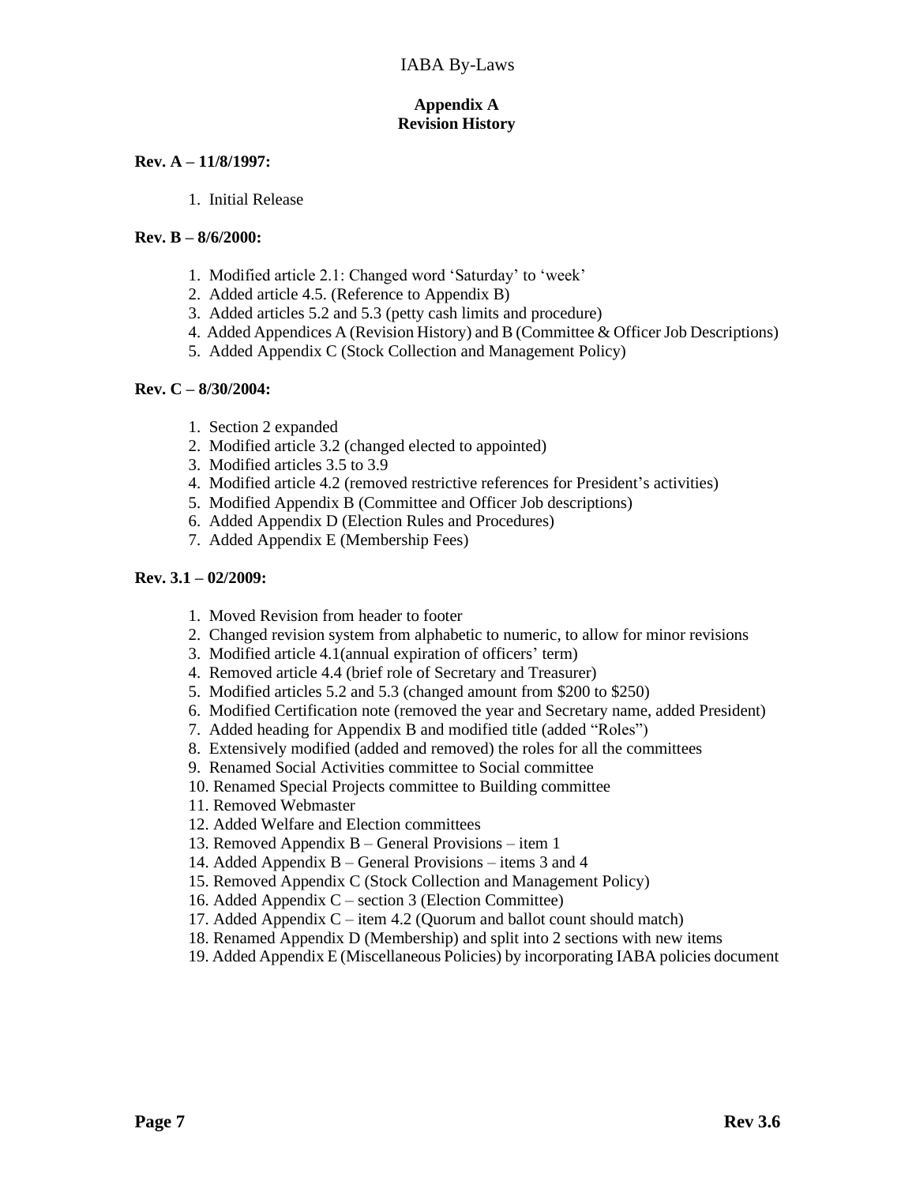## Appendix A
## Revision History

**Rev. A – 11/8/1997:**

1. Initial Release

**Rev. B – 8/6/2000:**

1. Modified article 2.1: Changed word 'Saturday' to 'week'
2. Added article 4.5. (Reference to Appendix B)
3. Added articles 5.2 and 5.3 (petty cash limits and procedure)
4. Added Appendices A (Revision History) and B (Committee & Officer Job Descriptions)
5. Added Appendix C (Stock Collection and Management Policy)

**Rev. C – 8/30/2004:**

1. Section 2 expanded
2. Modified article 3.2 (changed elected to appointed)
3. Modified articles 3.5 to 3.9
4. Modified article 4.2 (removed restrictive references for President's activities)
5. Modified Appendix B (Committee and Officer Job descriptions)
6. Added Appendix D (Election Rules and Procedures)
7. Added Appendix E (Membership Fees)

**Rev. 3.1 – 02/2009:**

1. Moved Revision from header to footer
2. Changed revision system from alphabetic to numeric, to allow for minor revisions
3. Modified article 4.1(annual expiration of officers' term)
4. Removed article 4.4 (brief role of Secretary and Treasurer)
5. Modified articles 5.2 and 5.3 (changed amount from $200 to $250)
6. Modified Certification note (removed the year and Secretary name, added President)
7. Added heading for Appendix B and modified title (added "Roles")
8. Extensively modified (added and removed) the roles for all the committees
9. Renamed Social Activities committee to Social committee
10. Renamed Special Projects committee to Building committee
11. Removed Webmaster
12. Added Welfare and Election committees
13. Removed Appendix B – General Provisions – item 1
14. Added Appendix B – General Provisions – items 3 and 4
15. Removed Appendix C (Stock Collection and Management Policy)
16. Added Appendix C – section 3 (Election Committee)
17. Added Appendix C – item 4.2 (Quorum and ballot count should match)
18. Renamed Appendix D (Membership) and split into 2 sections with new items
19. Added Appendix E (Miscellaneous Policies) by incorporating IABA policies document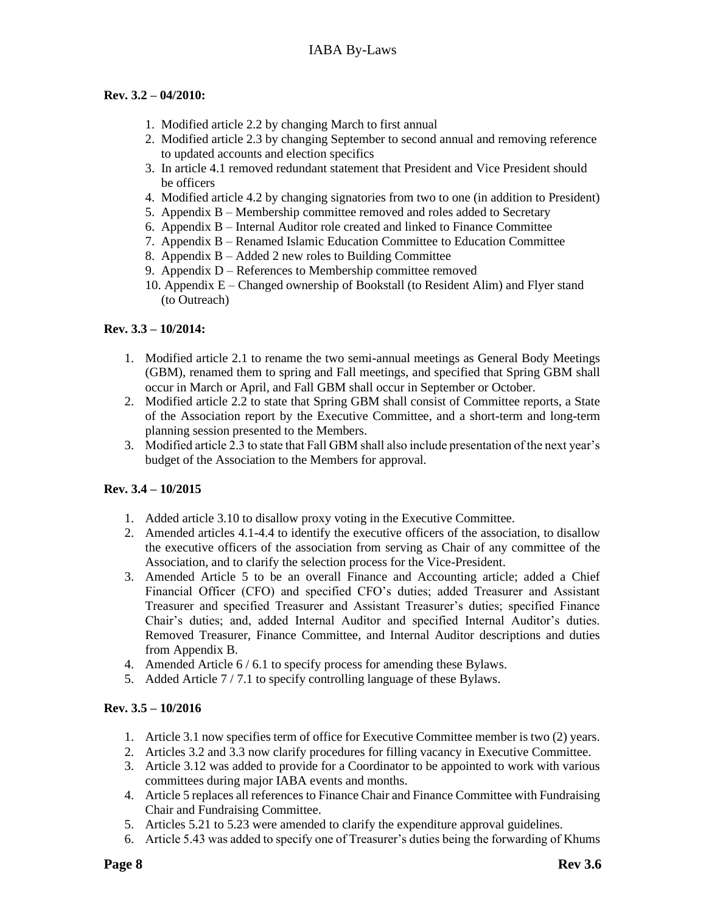**Rev. 3.2 – 04/2010:**

1. Modified article 2.2 by changing March to first annual
2. Modified article 2.3 by changing September to second annual and removing reference to updated accounts and election specifics
3. In article 4.1 removed redundant statement that President and Vice President should be officers
4. Modified article 4.2 by changing signatories from two to one (in addition to President)
5. Appendix B – Membership committee removed and roles added to Secretary
6. Appendix B – Internal Auditor role created and linked to Finance Committee
7. Appendix B – Renamed Islamic Education Committee to Education Committee
8. Appendix B – Added 2 new roles to Building Committee
9. Appendix D – References to Membership committee removed
10. Appendix E – Changed ownership of Bookstall (to Resident Alim) and Flyer stand (to Outreach)

**Rev. 3.3 – 10/2014:**

1. Modified article 2.1 to rename the two semi-annual meetings as General Body Meetings (GBM), renamed them to spring and Fall meetings, and specified that Spring GBM shall occur in March or April, and Fall GBM shall occur in September or October.
2. Modified article 2.2 to state that Spring GBM shall consist of Committee reports, a State of the Association report by the Executive Committee, and a short-term and long-term planning session presented to the Members.
3. Modified article 2.3 to state that Fall GBM shall also include presentation of the next year's budget of the Association to the Members for approval.

**Rev. 3.4 – 10/2015**

1. Added article 3.10 to disallow proxy voting in the Executive Committee.
2. Amended articles 4.1-4.4 to identify the executive officers of the association, to disallow the executive officers of the association from serving as Chair of any committee of the Association, and to clarify the selection process for the Vice-President.
3. Amended Article 5 to be an overall Finance and Accounting article; added a Chief Financial Officer (CFO) and specified CFO's duties; added Treasurer and Assistant Treasurer and specified Treasurer and Assistant Treasurer's duties; specified Finance Chair's duties; and, added Internal Auditor and specified Internal Auditor's duties. Removed Treasurer, Finance Committee, and Internal Auditor descriptions and duties from Appendix B.
4. Amended Article 6 / 6.1 to specify process for amending these Bylaws.
5. Added Article 7 / 7.1 to specify controlling language of these Bylaws.

**Rev. 3.5 – 10/2016**

1. Article 3.1 now specifies term of office for Executive Committee member is two (2) years.
2. Articles 3.2 and 3.3 now clarify procedures for filling vacancy in Executive Committee.
3. Article 3.12 was added to provide for a Coordinator to be appointed to work with various committees during major IABA events and months.
4. Article 5 replaces all references to Finance Chair and Finance Committee with Fundraising Chair and Fundraising Committee.
5. Articles 5.21 to 5.23 were amended to clarify the expenditure approval guidelines.
6. Article 5.43 was added to specify one of Treasurer's duties being the forwarding of Khums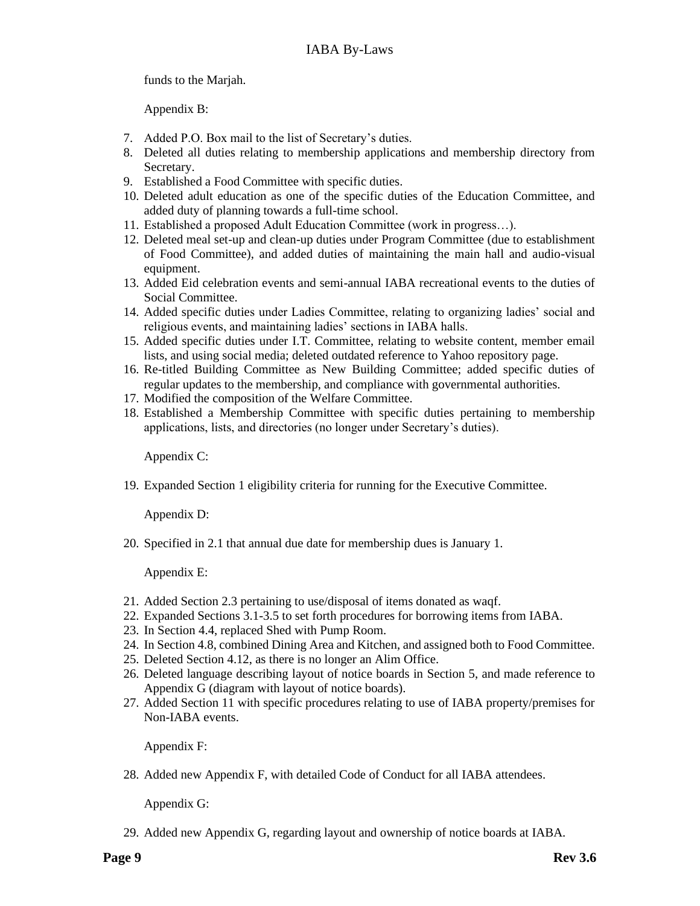funds to the Marjah.

Appendix B:

7. Added P.O. Box mail to the list of Secretary's duties.
8. Deleted all duties relating to membership applications and membership directory from Secretary.
9. Established a Food Committee with specific duties.
10. Deleted adult education as one of the specific duties of the Education Committee, and added duty of planning towards a full-time school.
11. Established a proposed Adult Education Committee (work in progress…).
12. Deleted meal set-up and clean-up duties under Program Committee (due to establishment of Food Committee), and added duties of maintaining the main hall and audio-visual equipment.
13. Added Eid celebration events and semi-annual IABA recreational events to the duties of Social Committee.
14. Added specific duties under Ladies Committee, relating to organizing ladies' social and religious events, and maintaining ladies' sections in IABA halls.
15. Added specific duties under I.T. Committee, relating to website content, member email lists, and using social media; deleted outdated reference to Yahoo repository page.
16. Re-titled Building Committee as New Building Committee; added specific duties of regular updates to the membership, and compliance with governmental authorities.
17. Modified the composition of the Welfare Committee.
18. Established a Membership Committee with specific duties pertaining to membership applications, lists, and directories (no longer under Secretary's duties).

Appendix C:

19. Expanded Section 1 eligibility criteria for running for the Executive Committee.

Appendix D:

20. Specified in 2.1 that annual due date for membership dues is January 1.

Appendix E:

21. Added Section 2.3 pertaining to use/disposal of items donated as waqf.
22. Expanded Sections 3.1-3.5 to set forth procedures for borrowing items from IABA.
23. In Section 4.4, replaced Shed with Pump Room.
24. In Section 4.8, combined Dining Area and Kitchen, and assigned both to Food Committee.
25. Deleted Section 4.12, as there is no longer an Alim Office.
26. Deleted language describing layout of notice boards in Section 5, and made reference to Appendix G (diagram with layout of notice boards).
27. Added Section 11 with specific procedures relating to use of IABA property/premises for Non-IABA events.

Appendix F:

28. Added new Appendix F, with detailed Code of Conduct for all IABA attendees.

Appendix G:

29. Added new Appendix G, regarding layout and ownership of notice boards at IABA.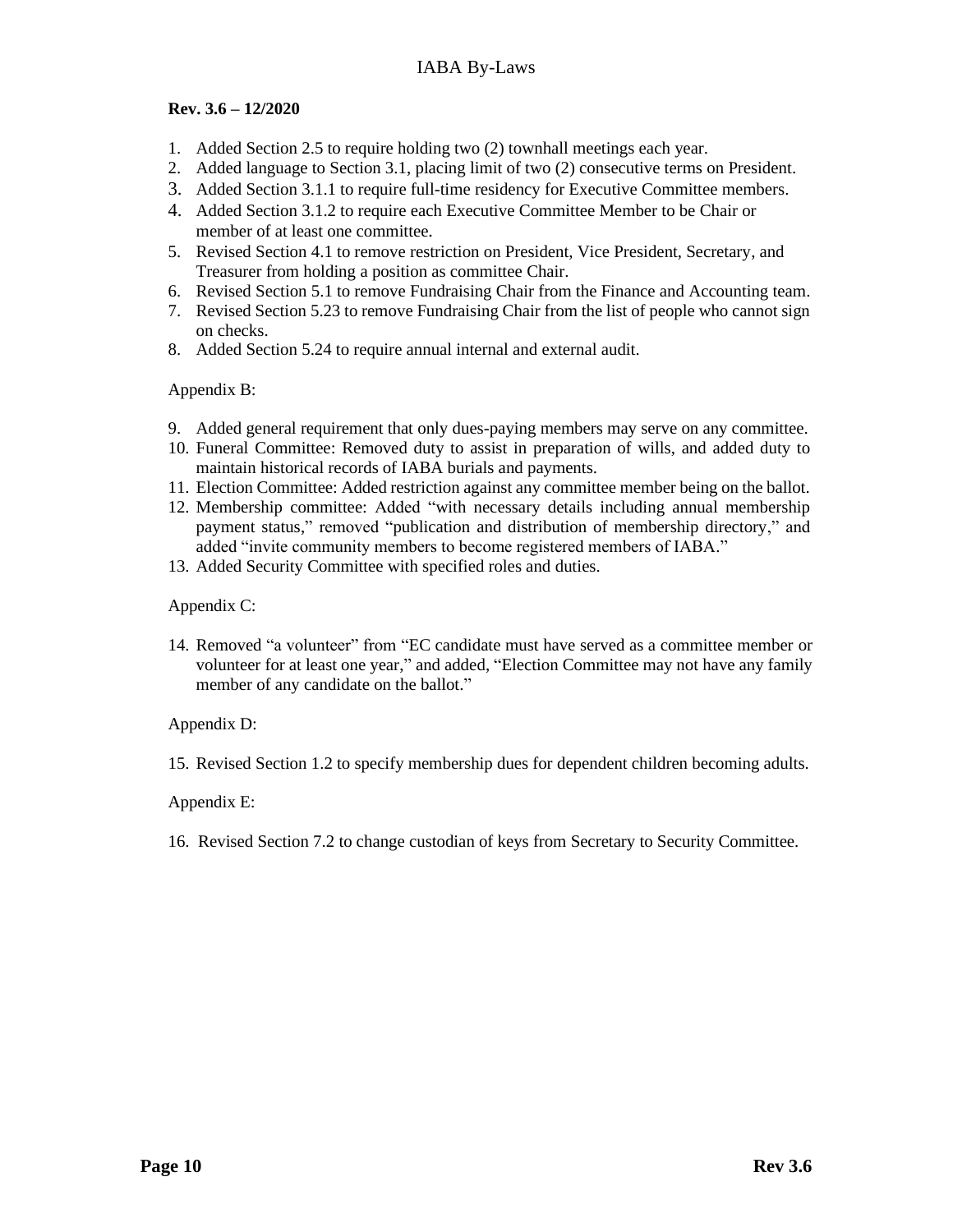**Rev. 3.6 – 12/2020**

1. Added Section 2.5 to require holding two (2) townhall meetings each year.
2. Added language to Section 3.1, placing limit of two (2) consecutive terms on President.
3. Added Section 3.1.1 to require full-time residency for Executive Committee members.
4. Added Section 3.1.2 to require each Executive Committee Member to be Chair or member of at least one committee.
5. Revised Section 4.1 to remove restriction on President, Vice President, Secretary, and Treasurer from holding a position as committee Chair.
6. Revised Section 5.1 to remove Fundraising Chair from the Finance and Accounting team.
7. Revised Section 5.23 to remove Fundraising Chair from the list of people who cannot sign on checks.
8. Added Section 5.24 to require annual internal and external audit.

Appendix B:

9. Added general requirement that only dues-paying members may serve on any committee.
10. Funeral Committee: Removed duty to assist in preparation of wills, and added duty to maintain historical records of IABA burials and payments.
11. Election Committee: Added restriction against any committee member being on the ballot.
12. Membership committee: Added "with necessary details including annual membership payment status," removed "publication and distribution of membership directory," and added "invite community members to become registered members of IABA."
13. Added Security Committee with specified roles and duties.

Appendix C:

14. Removed "a volunteer" from "EC candidate must have served as a committee member or volunteer for at least one year," and added, "Election Committee may not have any family member of any candidate on the ballot."

Appendix D:

15. Revised Section 1.2 to specify membership dues for dependent children becoming adults.

Appendix E:

16. Revised Section 7.2 to change custodian of keys from Secretary to Security Committee.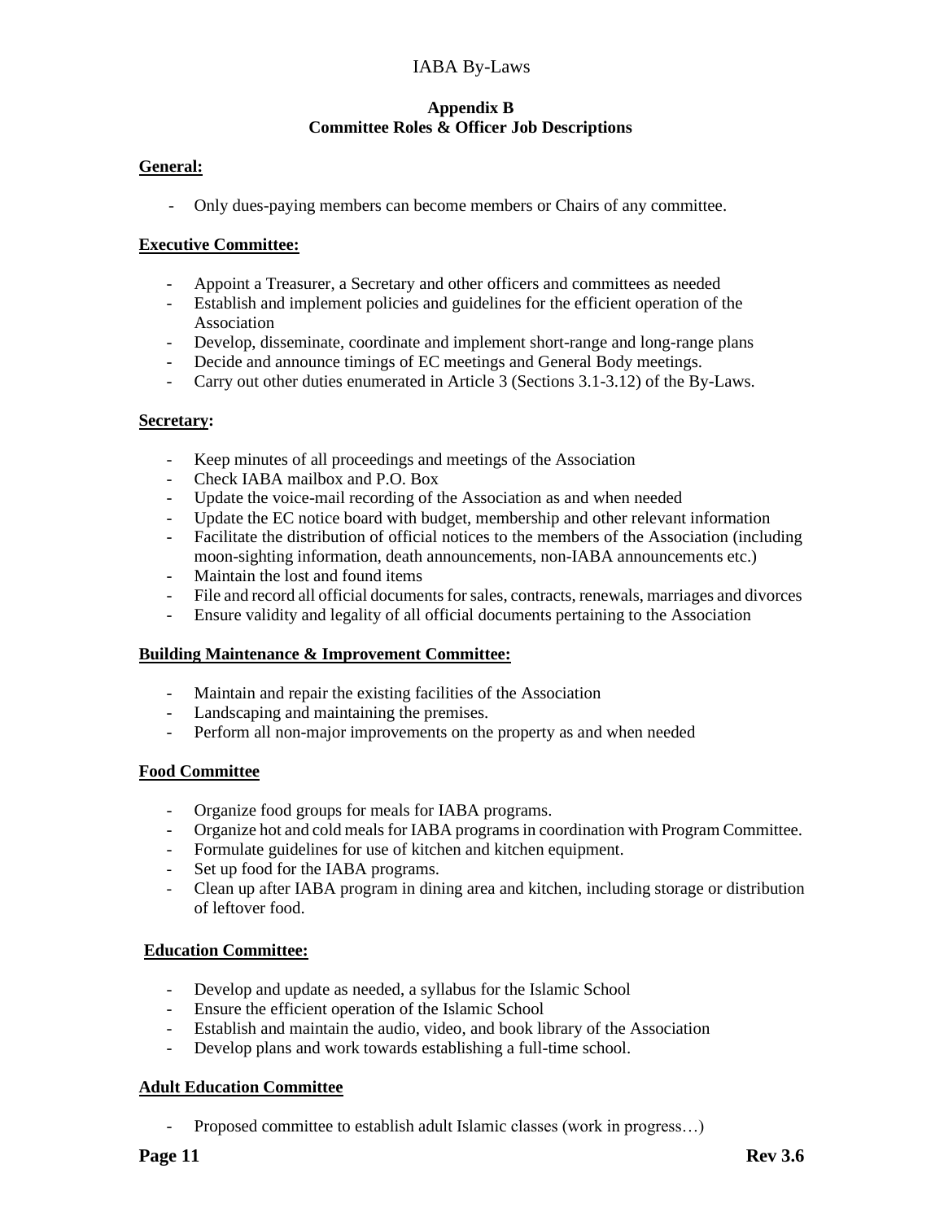## Appendix B
## Committee Roles & Officer Job Descriptions

**General:**

- Only dues-paying members can become members or Chairs of any committee.

**Executive Committee:**

- Appoint a Treasurer, a Secretary and other officers and committees as needed
- Establish and implement policies and guidelines for the efficient operation of the Association
- Develop, disseminate, coordinate and implement short-range and long-range plans
- Decide and announce timings of EC meetings and General Body meetings.
- Carry out other duties enumerated in Article 3 (Sections 3.1-3.12) of the By-Laws.

**Secretary:**

- Keep minutes of all proceedings and meetings of the Association
- Check IABA mailbox and P.O. Box
- Update the voice-mail recording of the Association as and when needed
- Update the EC notice board with budget, membership and other relevant information
- Facilitate the distribution of official notices to the members of the Association (including moon-sighting information, death announcements, non-IABA announcements etc.)
- Maintain the lost and found items
- File and record all official documents for sales, contracts, renewals, marriages and divorces
- Ensure validity and legality of all official documents pertaining to the Association

**Building Maintenance & Improvement Committee:**

- Maintain and repair the existing facilities of the Association
- Landscaping and maintaining the premises.
- Perform all non-major improvements on the property as and when needed

**Food Committee**

- Organize food groups for meals for IABA programs.
- Organize hot and cold meals for IABA programs in coordination with Program Committee.
- Formulate guidelines for use of kitchen and kitchen equipment.
- Set up food for the IABA programs.
- Clean up after IABA program in dining area and kitchen, including storage or distribution of leftover food.

**Education Committee:**

- Develop and update as needed, a syllabus for the Islamic School
- Ensure the efficient operation of the Islamic School
- Establish and maintain the audio, video, and book library of the Association
- Develop plans and work towards establishing a full-time school.

**Adult Education Committee**

- Proposed committee to establish adult Islamic classes (work in progress…)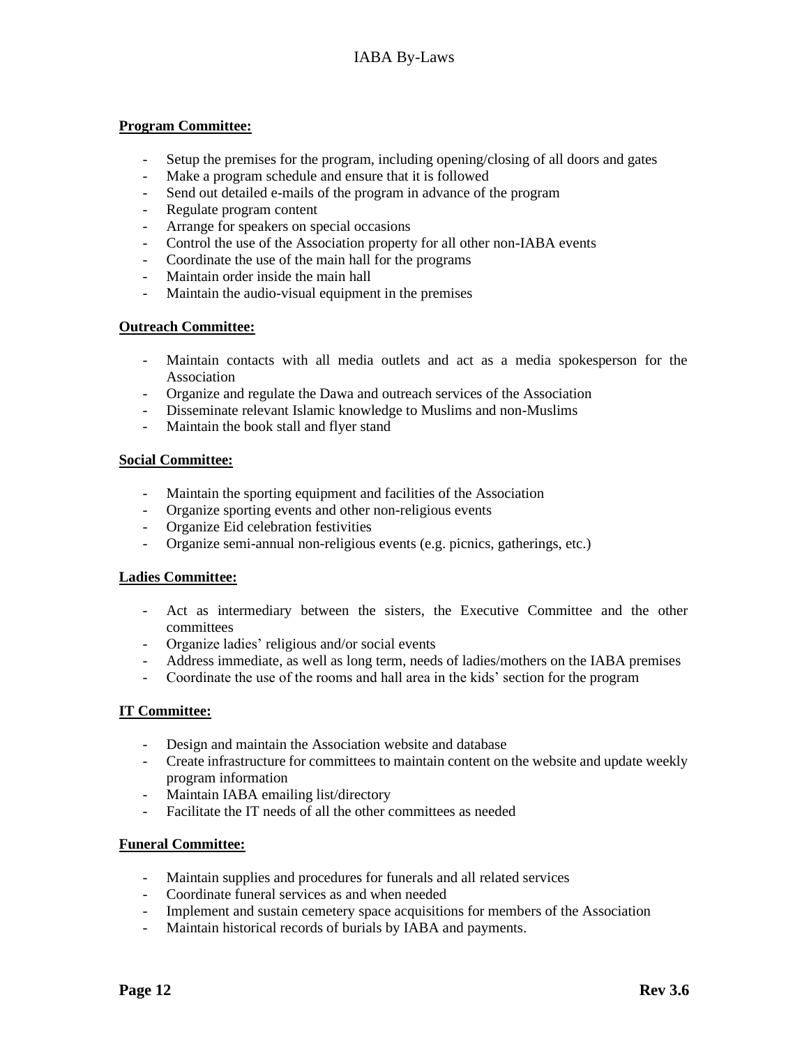**Program Committee:**

- Setup the premises for the program, including opening/closing of all doors and gates
- Make a program schedule and ensure that it is followed
- Send out detailed e-mails of the program in advance of the program
- Regulate program content
- Arrange for speakers on special occasions
- Control the use of the Association property for all other non-IABA events
- Coordinate the use of the main hall for the programs
- Maintain order inside the main hall
- Maintain the audio-visual equipment in the premises

**Outreach Committee:**

- Maintain contacts with all media outlets and act as a media spokesperson for the Association
- Organize and regulate the Dawa and outreach services of the Association
- Disseminate relevant Islamic knowledge to Muslims and non-Muslims
- Maintain the book stall and flyer stand

**Social Committee:**

- Maintain the sporting equipment and facilities of the Association
- Organize sporting events and other non-religious events
- Organize Eid celebration festivities
- Organize semi-annual non-religious events (e.g. picnics, gatherings, etc.)

**Ladies Committee:**

- Act as intermediary between the sisters, the Executive Committee and the other committees
- Organize ladies' religious and/or social events
- Address immediate, as well as long term, needs of ladies/mothers on the IABA premises
- Coordinate the use of the rooms and hall area in the kids' section for the program

**IT Committee:**

- Design and maintain the Association website and database
- Create infrastructure for committees to maintain content on the website and update weekly program information
- Maintain IABA emailing list/directory
- Facilitate the IT needs of all the other committees as needed

**Funeral Committee:**

- Maintain supplies and procedures for funerals and all related services
- Coordinate funeral services as and when needed
- Implement and sustain cemetery space acquisitions for members of the Association
- Maintain historical records of burials by IABA and payments.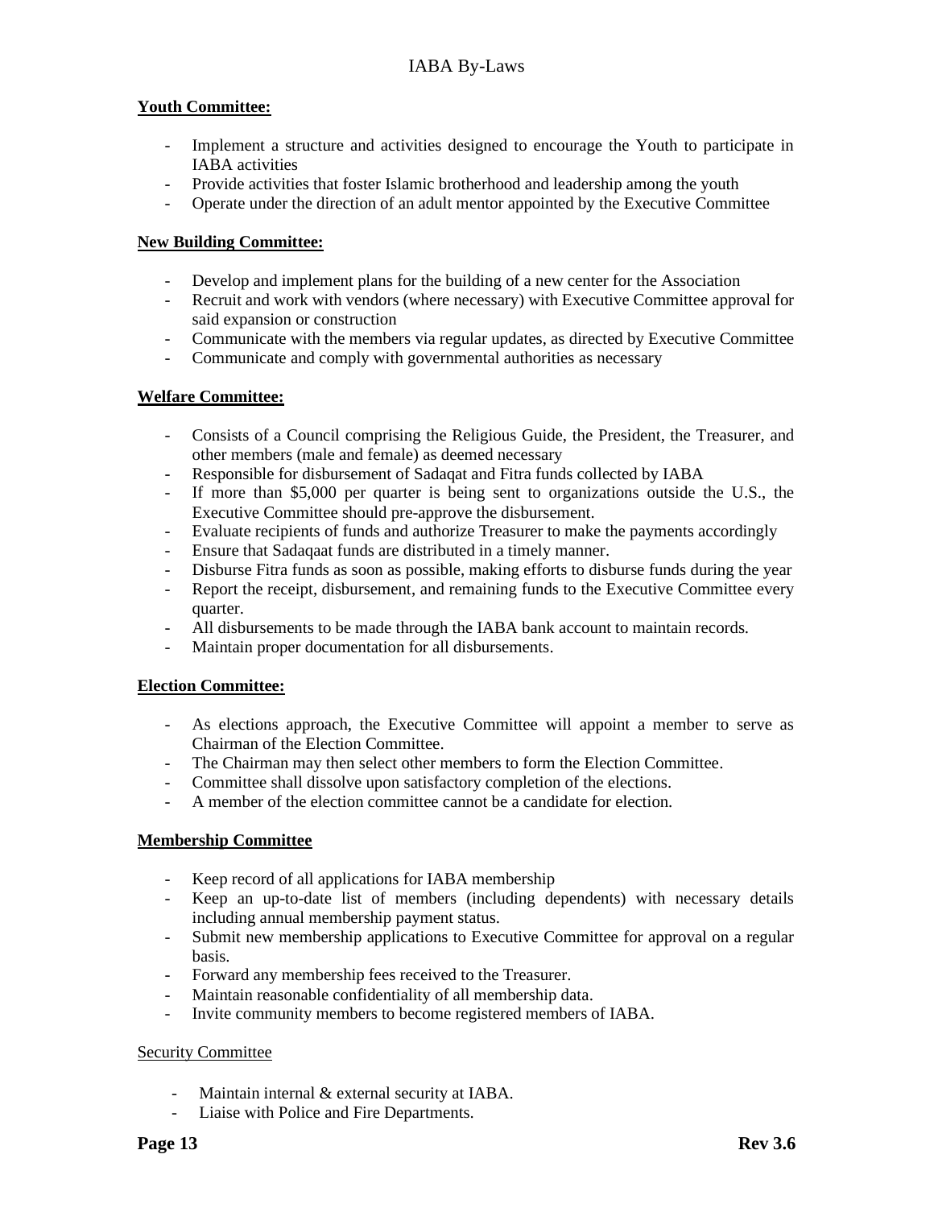**Youth Committee:**

- Implement a structure and activities designed to encourage the Youth to participate in IABA activities
- Provide activities that foster Islamic brotherhood and leadership among the youth
- Operate under the direction of an adult mentor appointed by the Executive Committee

**New Building Committee:**

- Develop and implement plans for the building of a new center for the Association
- Recruit and work with vendors (where necessary) with Executive Committee approval for said expansion or construction
- Communicate with the members via regular updates, as directed by Executive Committee
- Communicate and comply with governmental authorities as necessary

**Welfare Committee:**

- Consists of a Council comprising the Religious Guide, the President, the Treasurer, and other members (male and female) as deemed necessary
- Responsible for disbursement of Sadaqat and Fitra funds collected by IABA
- If more than $5,000 per quarter is being sent to organizations outside the U.S., the Executive Committee should pre-approve the disbursement.
- Evaluate recipients of funds and authorize Treasurer to make the payments accordingly
- Ensure that Sadaqaat funds are distributed in a timely manner.
- Disburse Fitra funds as soon as possible, making efforts to disburse funds during the year
- Report the receipt, disbursement, and remaining funds to the Executive Committee every quarter.
- All disbursements to be made through the IABA bank account to maintain records.
- Maintain proper documentation for all disbursements.

**Election Committee:**

- As elections approach, the Executive Committee will appoint a member to serve as Chairman of the Election Committee.
- The Chairman may then select other members to form the Election Committee.
- Committee shall dissolve upon satisfactory completion of the elections.
- A member of the election committee cannot be a candidate for election.

**Membership Committee**

- Keep record of all applications for IABA membership
- Keep an up-to-date list of members (including dependents) with necessary details including annual membership payment status.
- Submit new membership applications to Executive Committee for approval on a regular basis.
- Forward any membership fees received to the Treasurer.
- Maintain reasonable confidentiality of all membership data.
- Invite community members to become registered members of IABA.

Security Committee

- Maintain internal & external security at IABA.
- Liaise with Police and Fire Departments.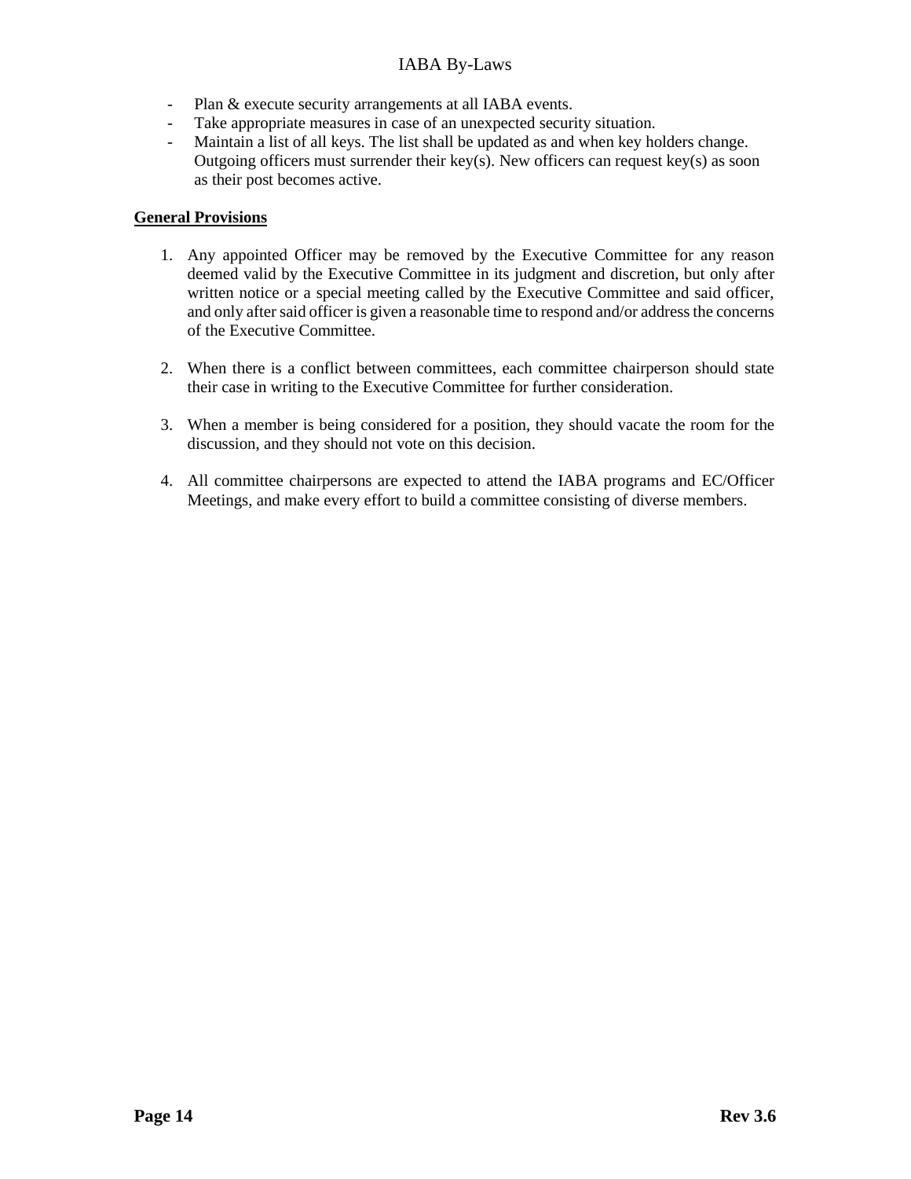- Plan & execute security arrangements at all IABA events.
- Take appropriate measures in case of an unexpected security situation.
- Maintain a list of all keys. The list shall be updated as and when key holders change. Outgoing officers must surrender their key(s). New officers can request key(s) as soon as their post becomes active.

**General Provisions**

1. Any appointed Officer may be removed by the Executive Committee for any reason deemed valid by the Executive Committee in its judgment and discretion, but only after written notice or a special meeting called by the Executive Committee and said officer, and only after said officer is given a reasonable time to respond and/or address the concerns of the Executive Committee.

2. When there is a conflict between committees, each committee chairperson should state their case in writing to the Executive Committee for further consideration.

3. When a member is being considered for a position, they should vacate the room for the discussion, and they should not vote on this decision.

4. All committee chairpersons are expected to attend the IABA programs and EC/Officer Meetings, and make every effort to build a committee consisting of diverse members.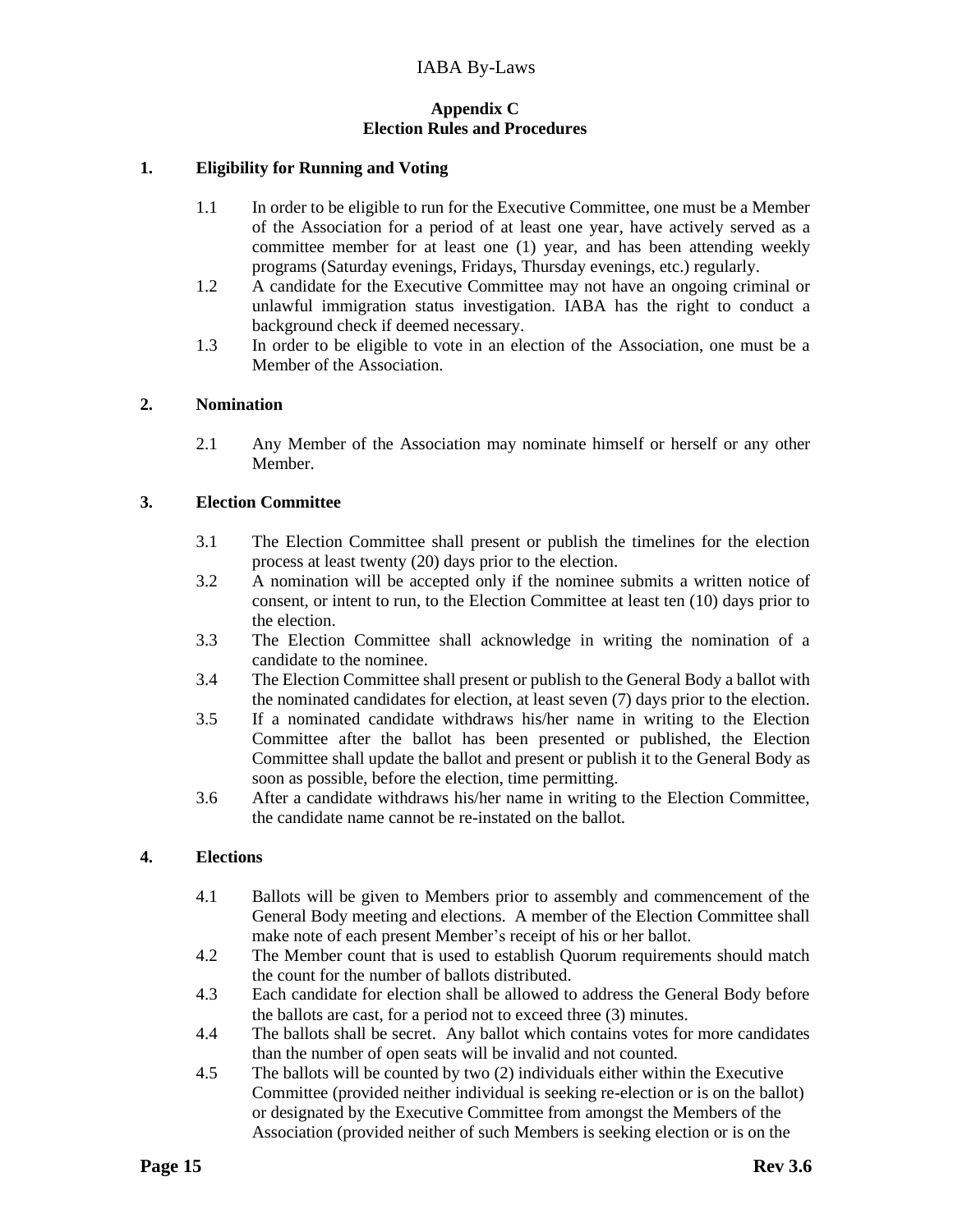## Appendix C
## Election Rules and Procedures

### 1. Eligibility for Running and Voting

1.1 In order to be eligible to run for the Executive Committee, one must be a Member of the Association for a period of at least one year, have actively served as a committee member for at least one (1) year, and has been attending weekly programs (Saturday evenings, Fridays, Thursday evenings, etc.) regularly.

1.2 A candidate for the Executive Committee may not have an ongoing criminal or unlawful immigration status investigation. IABA has the right to conduct a background check if deemed necessary.

1.3 In order to be eligible to vote in an election of the Association, one must be a Member of the Association.

### 2. Nomination

2.1 Any Member of the Association may nominate himself or herself or any other Member.

### 3. Election Committee

3.1 The Election Committee shall present or publish the timelines for the election process at least twenty (20) days prior to the election.

3.2 A nomination will be accepted only if the nominee submits a written notice of consent, or intent to run, to the Election Committee at least ten (10) days prior to the election.

3.3 The Election Committee shall acknowledge in writing the nomination of a candidate to the nominee.

3.4 The Election Committee shall present or publish to the General Body a ballot with the nominated candidates for election, at least seven (7) days prior to the election.

3.5 If a nominated candidate withdraws his/her name in writing to the Election Committee after the ballot has been presented or published, the Election Committee shall update the ballot and present or publish it to the General Body as soon as possible, before the election, time permitting.

3.6 After a candidate withdraws his/her name in writing to the Election Committee, the candidate name cannot be re-instated on the ballot.

### 4. Elections

4.1 Ballots will be given to Members prior to assembly and commencement of the General Body meeting and elections. A member of the Election Committee shall make note of each present Member's receipt of his or her ballot.

4.2 The Member count that is used to establish Quorum requirements should match the count for the number of ballots distributed.

4.3 Each candidate for election shall be allowed to address the General Body before the ballots are cast, for a period not to exceed three (3) minutes.

4.4 The ballots shall be secret. Any ballot which contains votes for more candidates than the number of open seats will be invalid and not counted.

4.5 The ballots will be counted by two (2) individuals either within the Executive Committee (provided neither individual is seeking re-election or is on the ballot) or designated by the Executive Committee from amongst the Members of the Association (provided neither of such Members is seeking election or is on the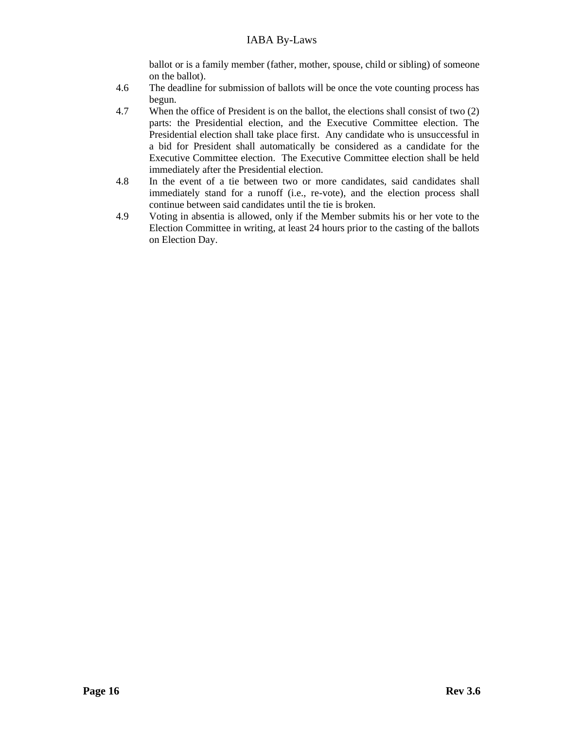ballot or is a family member (father, mother, spouse, child or sibling) of someone on the ballot).

4.6 The deadline for submission of ballots will be once the vote counting process has begun.

4.7 When the office of President is on the ballot, the elections shall consist of two (2) parts: the Presidential election, and the Executive Committee election. The Presidential election shall take place first. Any candidate who is unsuccessful in a bid for President shall automatically be considered as a candidate for the Executive Committee election. The Executive Committee election shall be held immediately after the Presidential election.

4.8 In the event of a tie between two or more candidates, said candidates shall immediately stand for a runoff (i.e., re-vote), and the election process shall continue between said candidates until the tie is broken.

4.9 Voting in absentia is allowed, only if the Member submits his or her vote to the Election Committee in writing, at least 24 hours prior to the casting of the ballots on Election Day.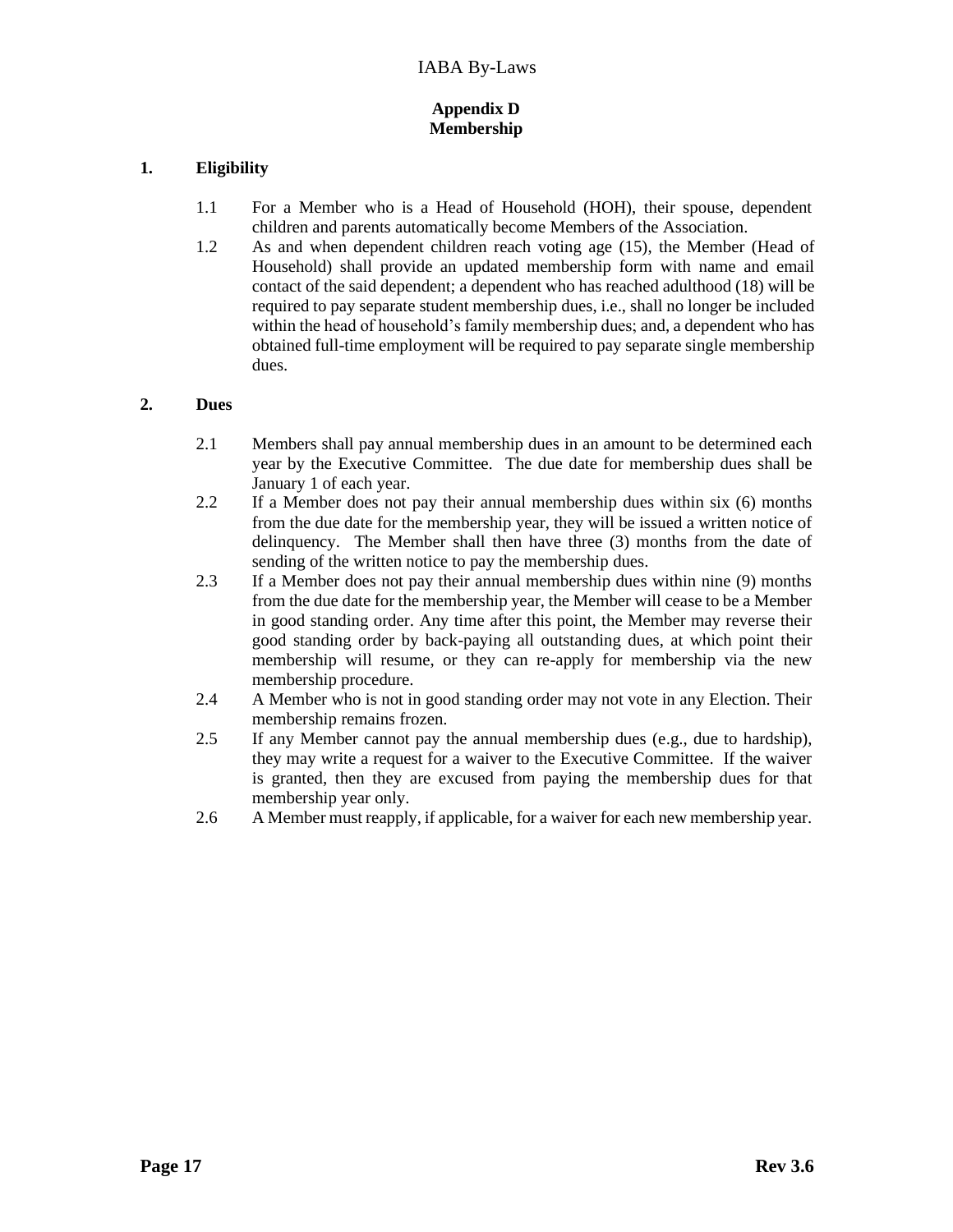## Appendix D
## Membership

### 1. Eligibility

1.1 For a Member who is a Head of Household (HOH), their spouse, dependent children and parents automatically become Members of the Association.

1.2 As and when dependent children reach voting age (15), the Member (Head of Household) shall provide an updated membership form with name and email contact of the said dependent; a dependent who has reached adulthood (18) will be required to pay separate student membership dues, i.e., shall no longer be included within the head of household's family membership dues; and, a dependent who has obtained full-time employment will be required to pay separate single membership dues.

### 2. Dues

2.1 Members shall pay annual membership dues in an amount to be determined each year by the Executive Committee. The due date for membership dues shall be January 1 of each year.

2.2 If a Member does not pay their annual membership dues within six (6) months from the due date for the membership year, they will be issued a written notice of delinquency. The Member shall then have three (3) months from the date of sending of the written notice to pay the membership dues.

2.3 If a Member does not pay their annual membership dues within nine (9) months from the due date for the membership year, the Member will cease to be a Member in good standing order. Any time after this point, the Member may reverse their good standing order by back-paying all outstanding dues, at which point their membership will resume, or they can re-apply for membership via the new membership procedure.

2.4 A Member who is not in good standing order may not vote in any Election. Their membership remains frozen.

2.5 If any Member cannot pay the annual membership dues (e.g., due to hardship), they may write a request for a waiver to the Executive Committee. If the waiver is granted, then they are excused from paying the membership dues for that membership year only.

2.6 A Member must reapply, if applicable, for a waiver for each new membership year.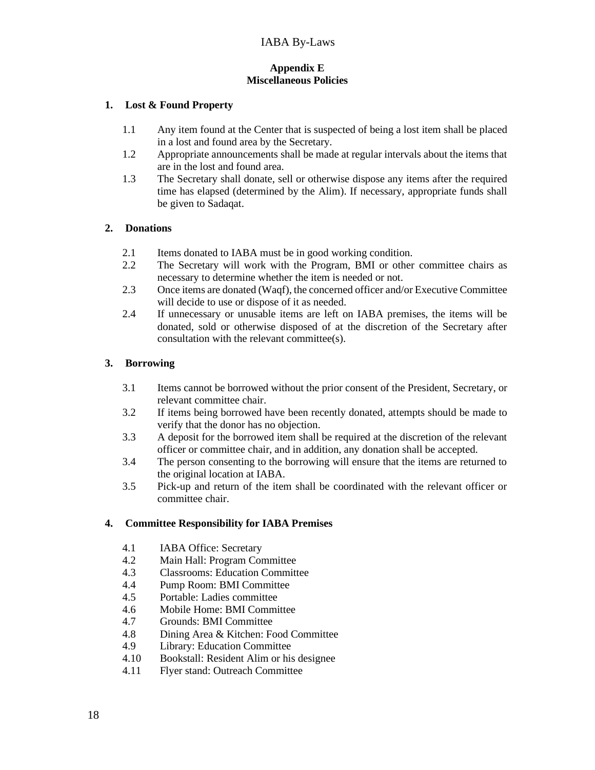## Appendix E
## Miscellaneous Policies

### 1. Lost & Found Property

1.1 Any item found at the Center that is suspected of being a lost item shall be placed in a lost and found area by the Secretary.

1.2 Appropriate announcements shall be made at regular intervals about the items that are in the lost and found area.

1.3 The Secretary shall donate, sell or otherwise dispose any items after the required time has elapsed (determined by the Alim). If necessary, appropriate funds shall be given to Sadaqat.

### 2. Donations

2.1 Items donated to IABA must be in good working condition.

2.2 The Secretary will work with the Program, BMI or other committee chairs as necessary to determine whether the item is needed or not.

2.3 Once items are donated (Waqf), the concerned officer and/or Executive Committee will decide to use or dispose of it as needed.

2.4 If unnecessary or unusable items are left on IABA premises, the items will be donated, sold or otherwise disposed of at the discretion of the Secretary after consultation with the relevant committee(s).

### 3. Borrowing

3.1 Items cannot be borrowed without the prior consent of the President, Secretary, or relevant committee chair.

3.2 If items being borrowed have been recently donated, attempts should be made to verify that the donor has no objection.

3.3 A deposit for the borrowed item shall be required at the discretion of the relevant officer or committee chair, and in addition, any donation shall be accepted.

3.4 The person consenting to the borrowing will ensure that the items are returned to the original location at IABA.

3.5 Pick-up and return of the item shall be coordinated with the relevant officer or committee chair.

### 4. Committee Responsibility for IABA Premises

4.1 IABA Office: Secretary

4.2 Main Hall: Program Committee

4.3 Classrooms: Education Committee

4.4 Pump Room: BMI Committee

4.5 Portable: Ladies committee

4.6 Mobile Home: BMI Committee

4.7 Grounds: BMI Committee

4.8 Dining Area & Kitchen: Food Committee

4.9 Library: Education Committee

4.10 Bookstall: Resident Alim or his designee

4.11 Flyer stand: Outreach Committee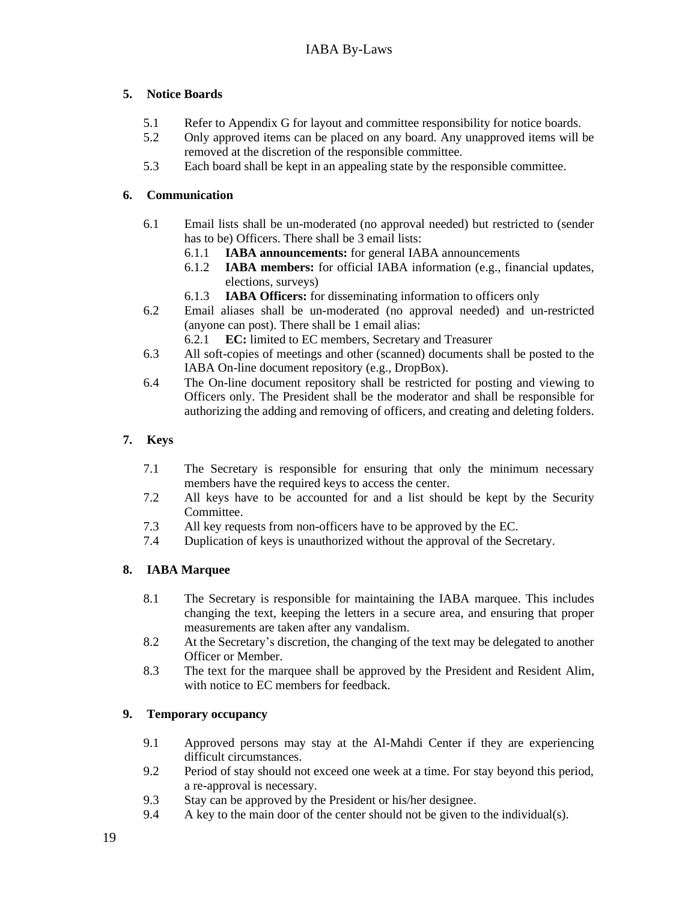## 5. Notice Boards

5.1 Refer to Appendix G for layout and committee responsibility for notice boards.

5.2 Only approved items can be placed on any board. Any unapproved items will be removed at the discretion of the responsible committee.

5.3 Each board shall be kept in an appealing state by the responsible committee.

## 6. Communication

6.1 Email lists shall be un-moderated (no approval needed) but restricted to (sender has to be) Officers. There shall be 3 email lists:

- 6.1.1 **IABA announcements:** for general IABA announcements
- 6.1.2 **IABA members:** for official IABA information (e.g., financial updates, elections, surveys)
- 6.1.3 **IABA Officers:** for disseminating information to officers only

6.2 Email aliases shall be un-moderated (no approval needed) and un-restricted (anyone can post). There shall be 1 email alias:

- 6.2.1 **EC:** limited to EC members, Secretary and Treasurer

6.3 All soft-copies of meetings and other (scanned) documents shall be posted to the IABA On-line document repository (e.g., DropBox).

6.4 The On-line document repository shall be restricted for posting and viewing to Officers only. The President shall be the moderator and shall be responsible for authorizing the adding and removing of officers, and creating and deleting folders.

## 7. Keys

7.1 The Secretary is responsible for ensuring that only the minimum necessary members have the required keys to access the center.

7.2 All keys have to be accounted for and a list should be kept by the Security Committee.

7.3 All key requests from non-officers have to be approved by the EC.

7.4 Duplication of keys is unauthorized without the approval of the Secretary.

## 8. IABA Marquee

8.1 The Secretary is responsible for maintaining the IABA marquee. This includes changing the text, keeping the letters in a secure area, and ensuring that proper measurements are taken after any vandalism.

8.2 At the Secretary's discretion, the changing of the text may be delegated to another Officer or Member.

8.3 The text for the marquee shall be approved by the President and Resident Alim, with notice to EC members for feedback.

## 9. Temporary occupancy

9.1 Approved persons may stay at the Al-Mahdi Center if they are experiencing difficult circumstances.

9.2 Period of stay should not exceed one week at a time. For stay beyond this period, a re-approval is necessary.

9.3 Stay can be approved by the President or his/her designee.

9.4 A key to the main door of the center should not be given to the individual(s).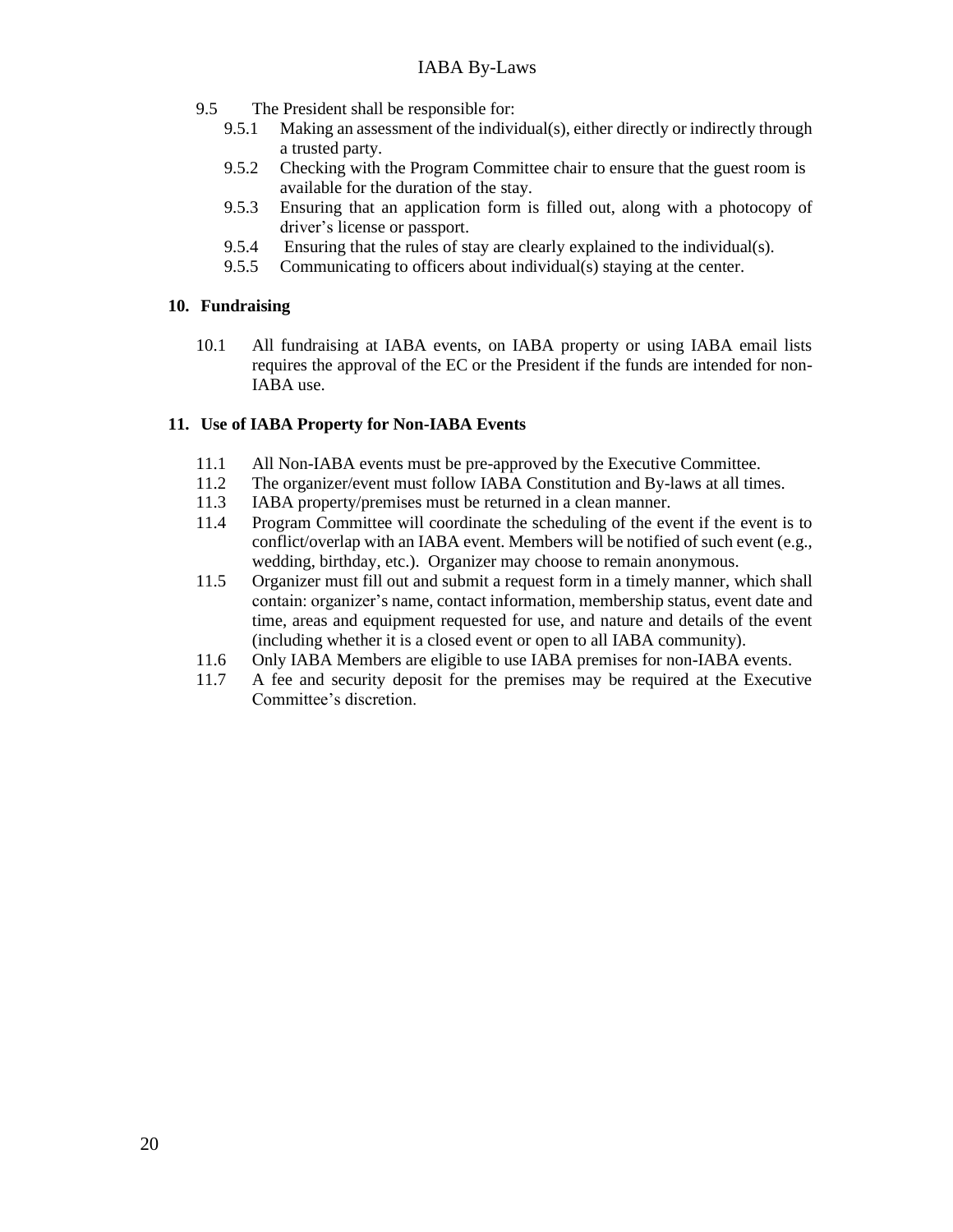9.5 The President shall be responsible for:

- 9.5.1 Making an assessment of the individual(s), either directly or indirectly through a trusted party.
- 9.5.2 Checking with the Program Committee chair to ensure that the guest room is available for the duration of the stay.
- 9.5.3 Ensuring that an application form is filled out, along with a photocopy of driver's license or passport.
- 9.5.4 Ensuring that the rules of stay are clearly explained to the individual(s).
- 9.5.5 Communicating to officers about individual(s) staying at the center.

## 10. Fundraising

10.1 All fundraising at IABA events, on IABA property or using IABA email lists requires the approval of the EC or the President if the funds are intended for non-IABA use.

## 11. Use of IABA Property for Non-IABA Events

- 11.1 All Non-IABA events must be pre-approved by the Executive Committee.
- 11.2 The organizer/event must follow IABA Constitution and By-laws at all times.
- 11.3 IABA property/premises must be returned in a clean manner.
- 11.4 Program Committee will coordinate the scheduling of the event if the event is to conflict/overlap with an IABA event. Members will be notified of such event (e.g., wedding, birthday, etc.). Organizer may choose to remain anonymous.
- 11.5 Organizer must fill out and submit a request form in a timely manner, which shall contain: organizer's name, contact information, membership status, event date and time, areas and equipment requested for use, and nature and details of the event (including whether it is a closed event or open to all IABA community).
- 11.6 Only IABA Members are eligible to use IABA premises for non-IABA events.
- 11.7 A fee and security deposit for the premises may be required at the Executive Committee's discretion.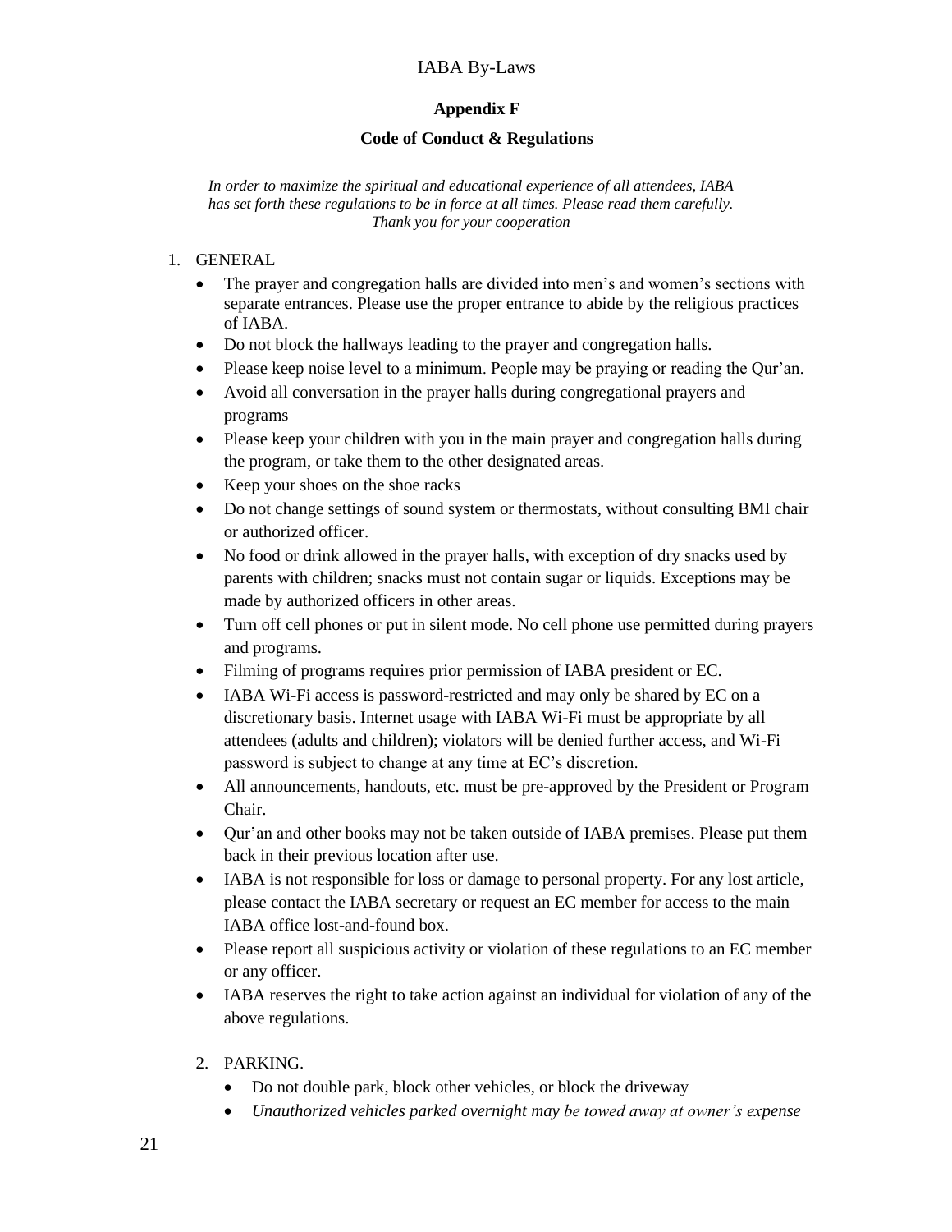## Appendix F

## Code of Conduct & Regulations

*In order to maximize the spiritual and educational experience of all attendees, IABA has set forth these regulations to be in force at all times. Please read them carefully. Thank you for your cooperation*

1. GENERAL
   - The prayer and congregation halls are divided into men's and women's sections with separate entrances. Please use the proper entrance to abide by the religious practices of IABA.
   - Do not block the hallways leading to the prayer and congregation halls.
   - Please keep noise level to a minimum. People may be praying or reading the Qur'an.
   - Avoid all conversation in the prayer halls during congregational prayers and programs
   - Please keep your children with you in the main prayer and congregation halls during the program, or take them to the other designated areas.
   - Keep your shoes on the shoe racks
   - Do not change settings of sound system or thermostats, without consulting BMI chair or authorized officer.
   - No food or drink allowed in the prayer halls, with exception of dry snacks used by parents with children; snacks must not contain sugar or liquids. Exceptions may be made by authorized officers in other areas.
   - Turn off cell phones or put in silent mode. No cell phone use permitted during prayers and programs.
   - Filming of programs requires prior permission of IABA president or EC.
   - IABA Wi-Fi access is password-restricted and may only be shared by EC on a discretionary basis. Internet usage with IABA Wi-Fi must be appropriate by all attendees (adults and children); violators will be denied further access, and Wi-Fi password is subject to change at any time at EC's discretion.
   - All announcements, handouts, etc. must be pre-approved by the President or Program Chair.
   - Qur'an and other books may not be taken outside of IABA premises. Please put them back in their previous location after use.
   - IABA is not responsible for loss or damage to personal property. For any lost article, please contact the IABA secretary or request an EC member for access to the main IABA office lost-and-found box.
   - Please report all suspicious activity or violation of these regulations to an EC member or any officer.
   - IABA reserves the right to take action against an individual for violation of any of the above regulations.

2. PARKING.
   - Do not double park, block other vehicles, or block the driveway
   - *Unauthorized vehicles parked overnight may be towed away at owner's expense*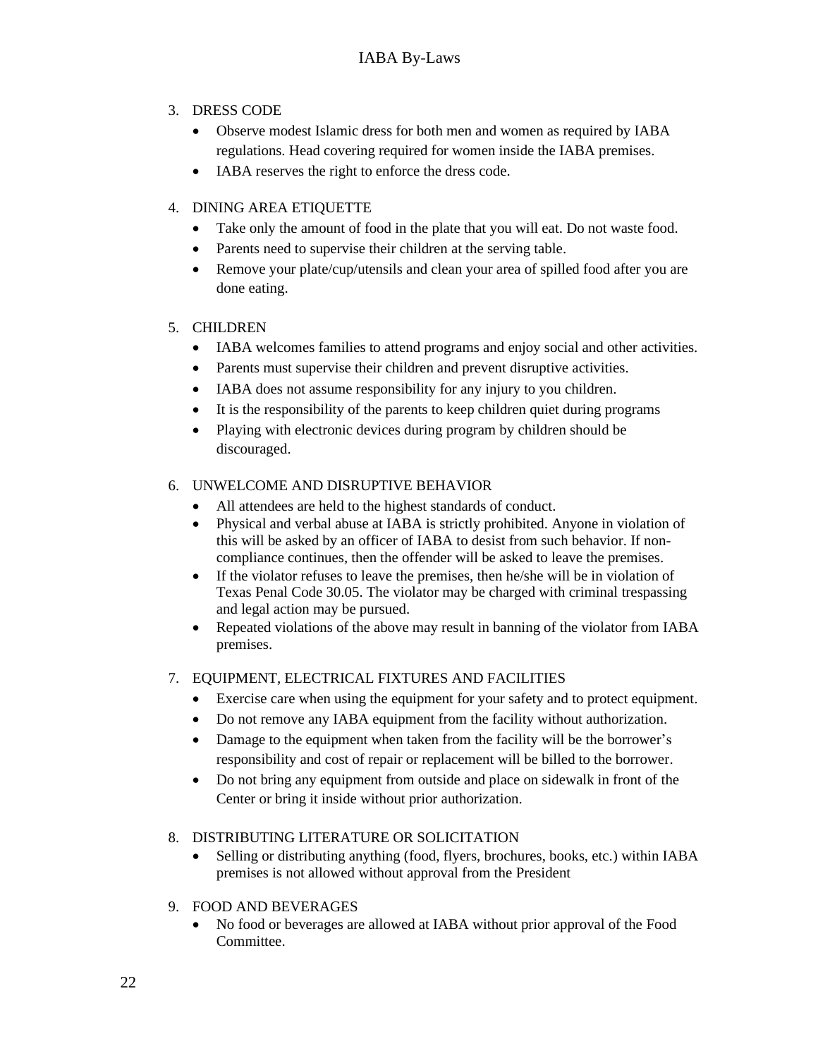3. DRESS CODE
    - Observe modest Islamic dress for both men and women as required by IABA regulations. Head covering required for women inside the IABA premises.
    - IABA reserves the right to enforce the dress code.

4. DINING AREA ETIQUETTE
    - Take only the amount of food in the plate that you will eat. Do not waste food.
    - Parents need to supervise their children at the serving table.
    - Remove your plate/cup/utensils and clean your area of spilled food after you are done eating.

5. CHILDREN
    - IABA welcomes families to attend programs and enjoy social and other activities.
    - Parents must supervise their children and prevent disruptive activities.
    - IABA does not assume responsibility for any injury to you children.
    - It is the responsibility of the parents to keep children quiet during programs
    - Playing with electronic devices during program by children should be discouraged.

6. UNWELCOME AND DISRUPTIVE BEHAVIOR
    - All attendees are held to the highest standards of conduct.
    - Physical and verbal abuse at IABA is strictly prohibited. Anyone in violation of this will be asked by an officer of IABA to desist from such behavior. If non-compliance continues, then the offender will be asked to leave the premises.
    - If the violator refuses to leave the premises, then he/she will be in violation of Texas Penal Code 30.05. The violator may be charged with criminal trespassing and legal action may be pursued.
    - Repeated violations of the above may result in banning of the violator from IABA premises.

7. EQUIPMENT, ELECTRICAL FIXTURES AND FACILITIES
    - Exercise care when using the equipment for your safety and to protect equipment.
    - Do not remove any IABA equipment from the facility without authorization.
    - Damage to the equipment when taken from the facility will be the borrower's responsibility and cost of repair or replacement will be billed to the borrower.
    - Do not bring any equipment from outside and place on sidewalk in front of the Center or bring it inside without prior authorization.

8. DISTRIBUTING LITERATURE OR SOLICITATION
    - Selling or distributing anything (food, flyers, brochures, books, etc.) within IABA premises is not allowed without approval from the President

9. FOOD AND BEVERAGES
    - No food or beverages are allowed at IABA without prior approval of the Food Committee.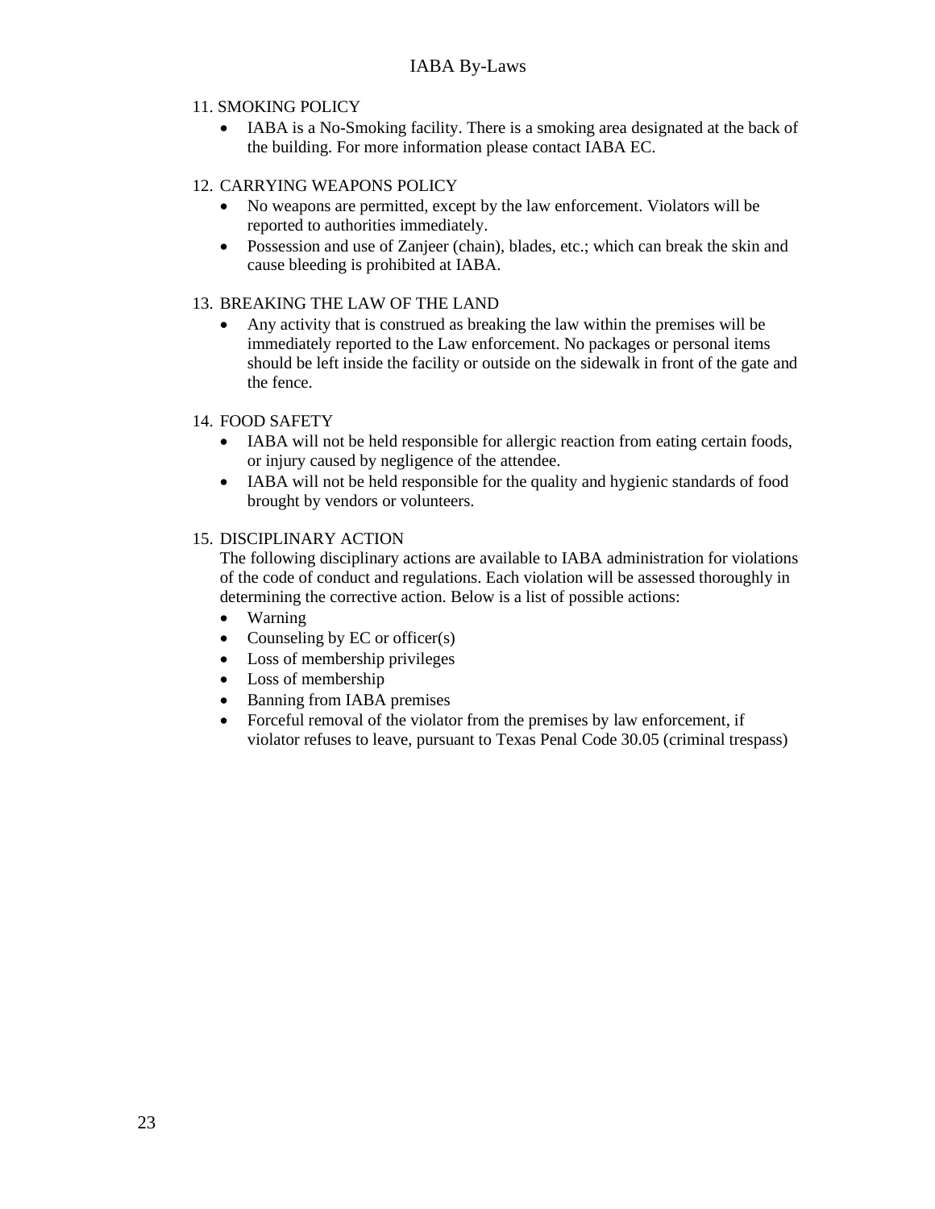11. SMOKING POLICY
    - IABA is a No-Smoking facility. There is a smoking area designated at the back of the building. For more information please contact IABA EC.

12. CARRYING WEAPONS POLICY
    - No weapons are permitted, except by the law enforcement. Violators will be reported to authorities immediately.
    - Possession and use of Zanjeer (chain), blades, etc.; which can break the skin and cause bleeding is prohibited at IABA.

13. BREAKING THE LAW OF THE LAND
    - Any activity that is construed as breaking the law within the premises will be immediately reported to the Law enforcement. No packages or personal items should be left inside the facility or outside on the sidewalk in front of the gate and the fence.

14. FOOD SAFETY
    - IABA will not be held responsible for allergic reaction from eating certain foods, or injury caused by negligence of the attendee.
    - IABA will not be held responsible for the quality and hygienic standards of food brought by vendors or volunteers.

15. DISCIPLINARY ACTION

    The following disciplinary actions are available to IABA administration for violations of the code of conduct and regulations. Each violation will be assessed thoroughly in determining the corrective action. Below is a list of possible actions:
    - Warning
    - Counseling by EC or officer(s)
    - Loss of membership privileges
    - Loss of membership
    - Banning from IABA premises
    - Forceful removal of the violator from the premises by law enforcement, if violator refuses to leave, pursuant to Texas Penal Code 30.05 (criminal trespass)